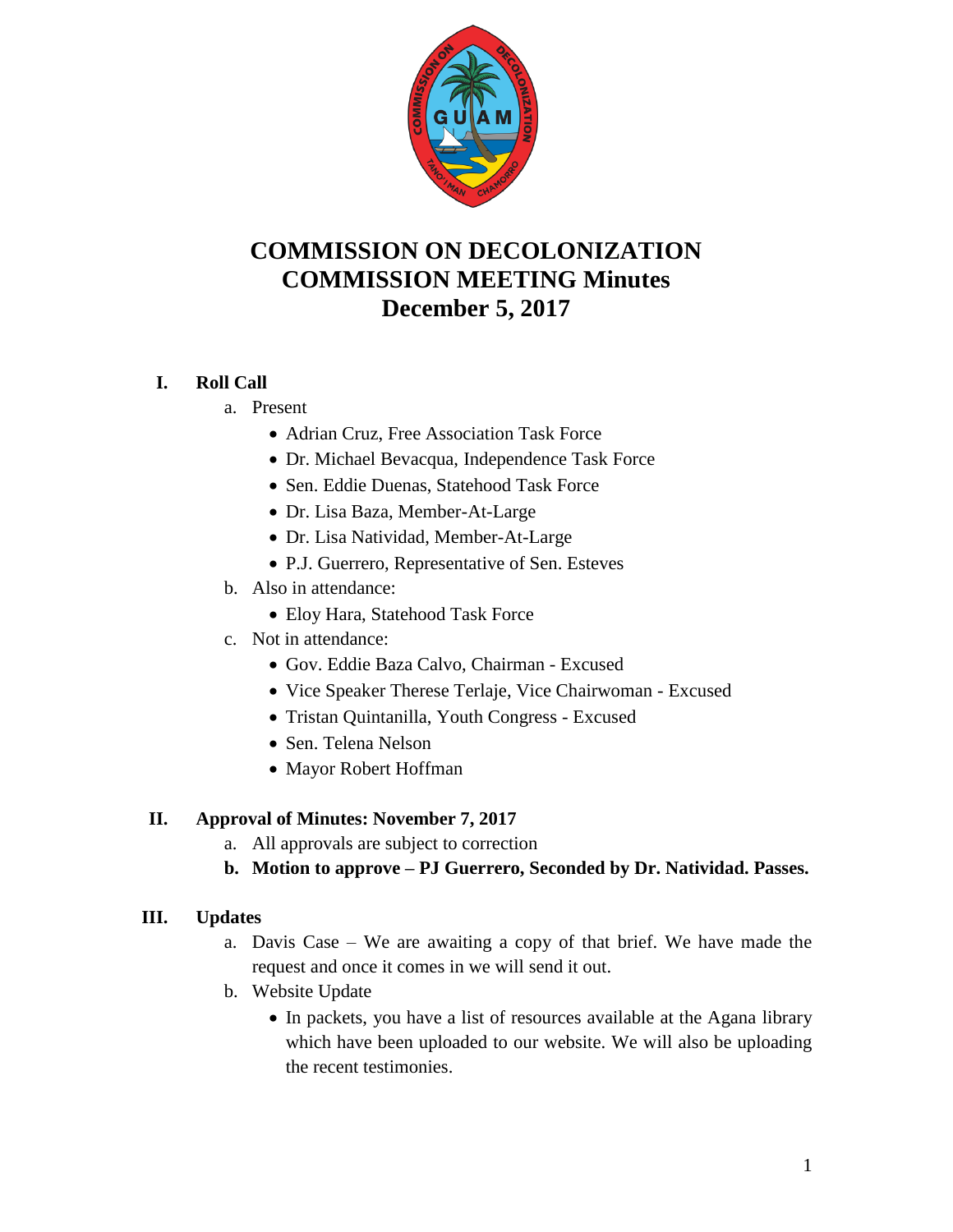# COMMISSION ON DECOLONIZATION
# COMMISSION MEETING Minutes
# December 5, 2017

## I. Roll Call

a. Present
- Adrian Cruz, Free Association Task Force
- Dr. Michael Bevacqua, Independence Task Force
- Sen. Eddie Duenas, Statehood Task Force
- Dr. Lisa Baza, Member-At-Large
- Dr. Lisa Natividad, Member-At-Large
- P.J. Guerrero, Representative of Sen. Esteves

b. Also in attendance:
- Eloy Hara, Statehood Task Force

c. Not in attendance:
- Gov. Eddie Baza Calvo, Chairman - Excused
- Vice Speaker Therese Terlaje, Vice Chairwoman - Excused
- Tristan Quintanilla, Youth Congress - Excused
- Sen. Telena Nelson
- Mayor Robert Hoffman

## II. Approval of Minutes: November 7, 2017

a. All approvals are subject to correction

**b. Motion to approve – PJ Guerrero, Seconded by Dr. Natividad. Passes.**

## III. Updates

a. Davis Case – We are awaiting a copy of that brief. We have made the request and once it comes in we will send it out.

b. Website Update
- In packets, you have a list of resources available at the Agana library which have been uploaded to our website. We will also be uploading the recent testimonies.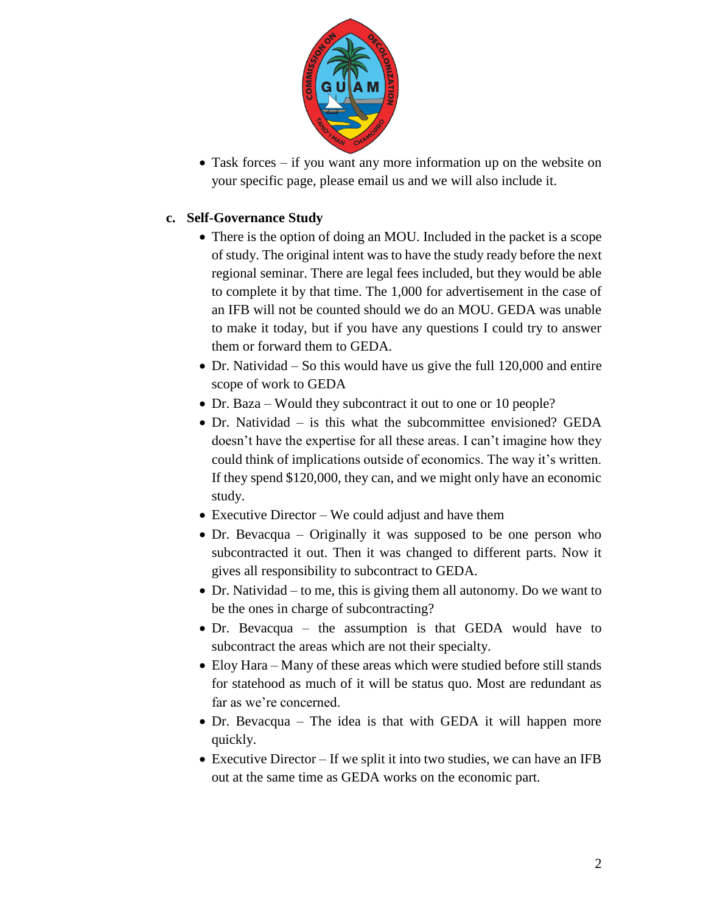- Task forces – if you want any more information up on the website on your specific page, please email us and we will also include it.

**c. Self-Governance Study**

- There is the option of doing an MOU. Included in the packet is a scope of study. The original intent was to have the study ready before the next regional seminar. There are legal fees included, but they would be able to complete it by that time. The 1,000 for advertisement in the case of an IFB will not be counted should we do an MOU. GEDA was unable to make it today, but if you have any questions I could try to answer them or forward them to GEDA.
- Dr. Natividad – So this would have us give the full 120,000 and entire scope of work to GEDA
- Dr. Baza – Would they subcontract it out to one or 10 people?
- Dr. Natividad – is this what the subcommittee envisioned? GEDA doesn't have the expertise for all these areas. I can't imagine how they could think of implications outside of economics. The way it's written. If they spend $120,000, they can, and we might only have an economic study.
- Executive Director – We could adjust and have them
- Dr. Bevacqua – Originally it was supposed to be one person who subcontracted it out. Then it was changed to different parts. Now it gives all responsibility to subcontract to GEDA.
- Dr. Natividad – to me, this is giving them all autonomy. Do we want to be the ones in charge of subcontracting?
- Dr. Bevacqua – the assumption is that GEDA would have to subcontract the areas which are not their specialty.
- Eloy Hara – Many of these areas which were studied before still stands for statehood as much of it will be status quo. Most are redundant as far as we're concerned.
- Dr. Bevacqua – The idea is that with GEDA it will happen more quickly.
- Executive Director – If we split it into two studies, we can have an IFB out at the same time as GEDA works on the economic part.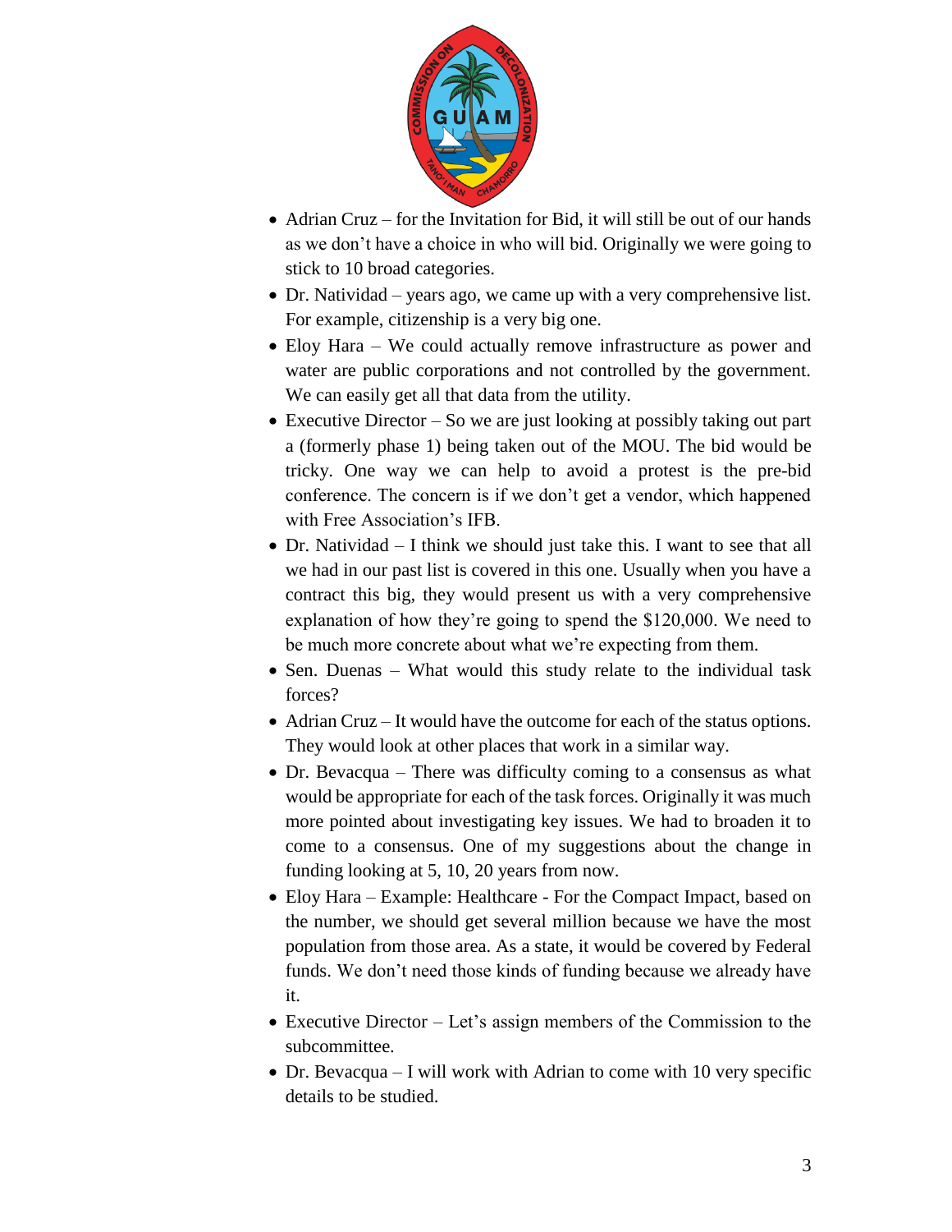- Adrian Cruz – for the Invitation for Bid, it will still be out of our hands as we don't have a choice in who will bid. Originally we were going to stick to 10 broad categories.
- Dr. Natividad – years ago, we came up with a very comprehensive list. For example, citizenship is a very big one.
- Eloy Hara – We could actually remove infrastructure as power and water are public corporations and not controlled by the government. We can easily get all that data from the utility.
- Executive Director – So we are just looking at possibly taking out part a (formerly phase 1) being taken out of the MOU. The bid would be tricky. One way we can help to avoid a protest is the pre-bid conference. The concern is if we don't get a vendor, which happened with Free Association's IFB.
- Dr. Natividad – I think we should just take this. I want to see that all we had in our past list is covered in this one. Usually when you have a contract this big, they would present us with a very comprehensive explanation of how they're going to spend the $120,000. We need to be much more concrete about what we're expecting from them.
- Sen. Duenas – What would this study relate to the individual task forces?
- Adrian Cruz – It would have the outcome for each of the status options. They would look at other places that work in a similar way.
- Dr. Bevacqua – There was difficulty coming to a consensus as what would be appropriate for each of the task forces. Originally it was much more pointed about investigating key issues. We had to broaden it to come to a consensus. One of my suggestions about the change in funding looking at 5, 10, 20 years from now.
- Eloy Hara – Example: Healthcare - For the Compact Impact, based on the number, we should get several million because we have the most population from those area. As a state, it would be covered by Federal funds. We don't need those kinds of funding because we already have it.
- Executive Director – Let's assign members of the Commission to the subcommittee.
- Dr. Bevacqua – I will work with Adrian to come with 10 very specific details to be studied.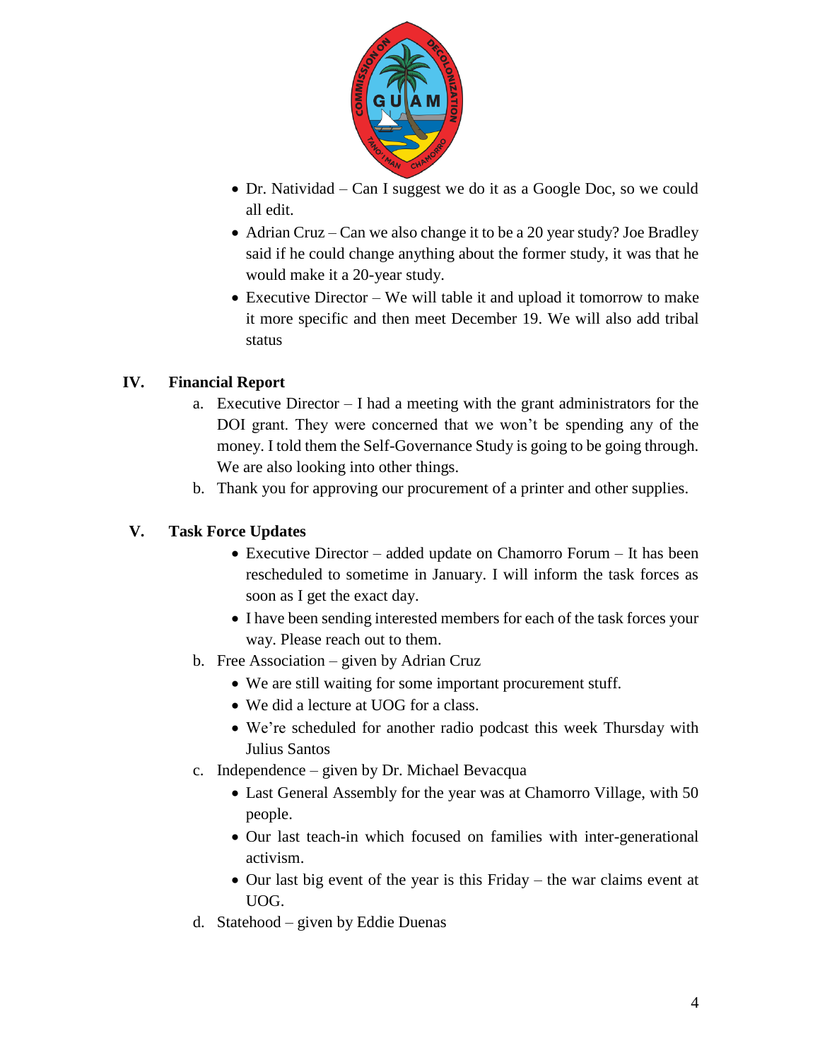- Dr. Natividad – Can I suggest we do it as a Google Doc, so we could all edit.
- Adrian Cruz – Can we also change it to be a 20 year study? Joe Bradley said if he could change anything about the former study, it was that he would make it a 20-year study.
- Executive Director – We will table it and upload it tomorrow to make it more specific and then meet December 19. We will also add tribal status

## IV. Financial Report

a. Executive Director – I had a meeting with the grant administrators for the DOI grant. They were concerned that we won't be spending any of the money. I told them the Self-Governance Study is going to be going through. We are also looking into other things.

b. Thank you for approving our procurement of a printer and other supplies.

## V. Task Force Updates

- Executive Director – added update on Chamorro Forum – It has been rescheduled to sometime in January. I will inform the task forces as soon as I get the exact day.
- I have sending interested members for each of the task forces your way. Please reach out to them.

b. Free Association – given by Adrian Cruz

- We are still waiting for some important procurement stuff.
- We did a lecture at UOG for a class.
- We're scheduled for another radio podcast this week Thursday with Julius Santos

c. Independence – given by Dr. Michael Bevacqua

- Last General Assembly for the year was at Chamorro Village, with 50 people.
- Our last teach-in which focused on families with inter-generational activism.
- Our last big event of the year is this Friday – the war claims event at UOG.

d. Statehood – given by Eddie Duenas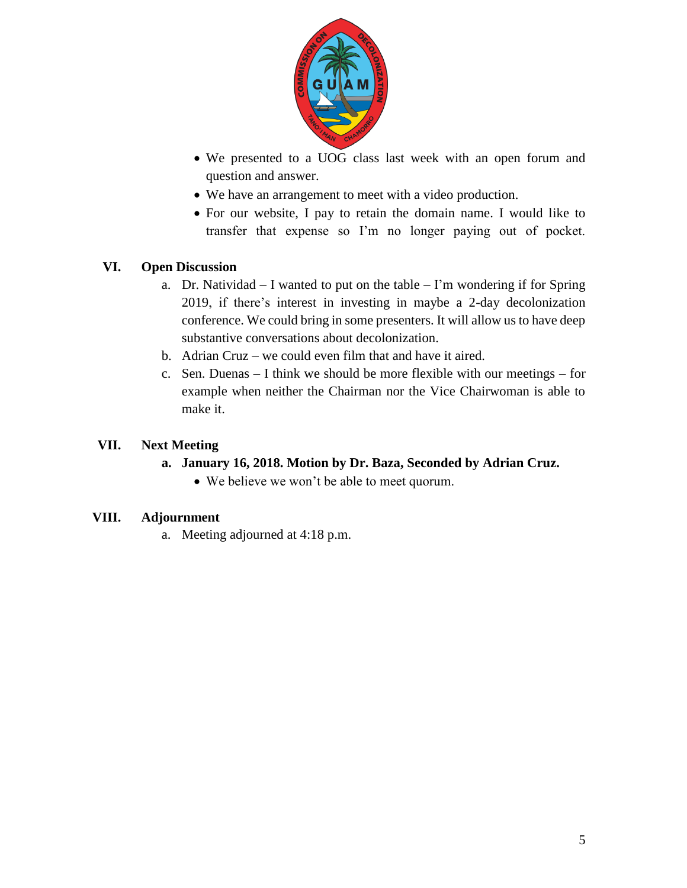- We presented to a UOG class last week with an open forum and question and answer.
- We have an arrangement to meet with a video production.
- For our website, I pay to retain the domain name. I would like to transfer that expense so I'm no longer paying out of pocket.

## VI. Open Discussion

a. Dr. Natividad – I wanted to put on the table – I'm wondering if for Spring 2019, if there's interest in investing in maybe a 2-day decolonization conference. We could bring in some presenters. It will allow us to have deep substantive conversations about decolonization.

b. Adrian Cruz – we could even film that and have it aired.

c. Sen. Duenas – I think we should be more flexible with our meetings – for example when neither the Chairman nor the Vice Chairwoman is able to make it.

## VII. Next Meeting

**a. January 16, 2018. Motion by Dr. Baza, Seconded by Adrian Cruz.**

- We believe we won't be able to meet quorum.

## VIII. Adjournment

a. Meeting adjourned at 4:18 p.m.